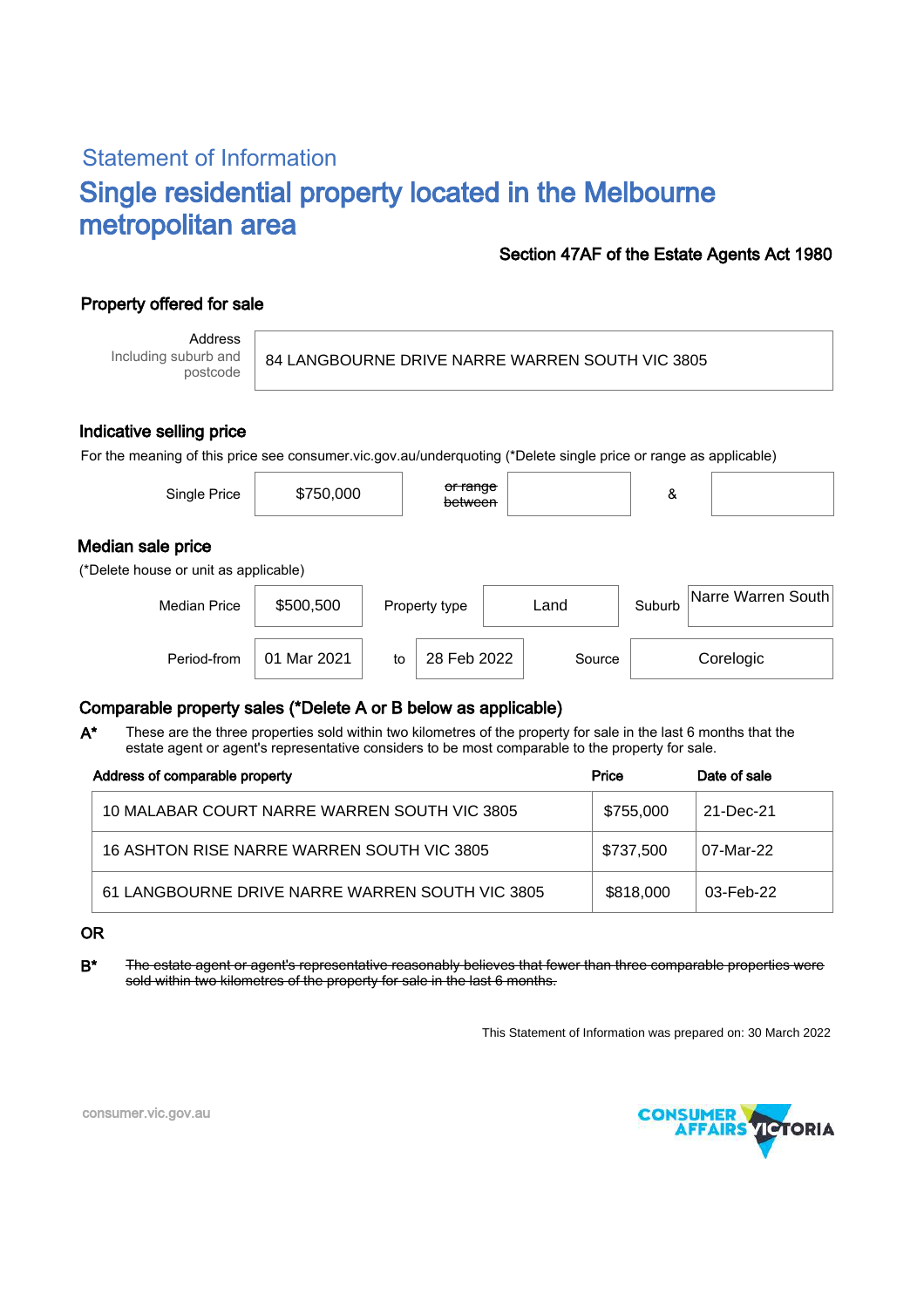## Statement of Information

# Single residential property located in the Melbourne metropolitan area

**Section 47AF of the Estate Agents Act 1980**

### Property offered for sale

| Address Including suburb and postcode | 84 LANGBOURNE DRIVE NARRE WARREN SOUTH VIC 3805 |
|---|---|

### Indicative selling price

For the meaning of this price see consumer.vic.gov.au/underquoting (*Delete single price or range as applicable)

| Single Price | $750,000 | ~~or range between~~ | | & | |
|---|---|---|---|---|---|

### Median sale price

(*Delete house or unit as applicable)

| Median Price | $500,500 | Property type | Land | Suburb | Narre Warren South |
|---|---|---|---|---|---|
| Period-from | 01 Mar 2021 | to | 28 Feb 2022 | Source | Corelogic |

### Comparable property sales (*Delete A or B below as applicable)

**A*** These are the three properties sold within two kilometres of the property for sale in the last 6 months that the estate agent or agent's representative considers to be most comparable to the property for sale.

| Address of comparable property | Price | Date of sale |
|---|---|---|
| 10 MALABAR COURT NARRE WARREN SOUTH VIC 3805 | $755,000 | 21-Dec-21 |
| 16 ASHTON RISE NARRE WARREN SOUTH VIC 3805 | $737,500 | 07-Mar-22 |
| 61 LANGBOURNE DRIVE NARRE WARREN SOUTH VIC 3805 | $818,000 | 03-Feb-22 |

OR

**B*** ~~The estate agent or agent's representative reasonably believes that fewer than three comparable properties were sold within two kilometres of the property for sale in the last 6 months.~~

This Statement of Information was prepared on: 30 March 2022

consumer.vic.gov.au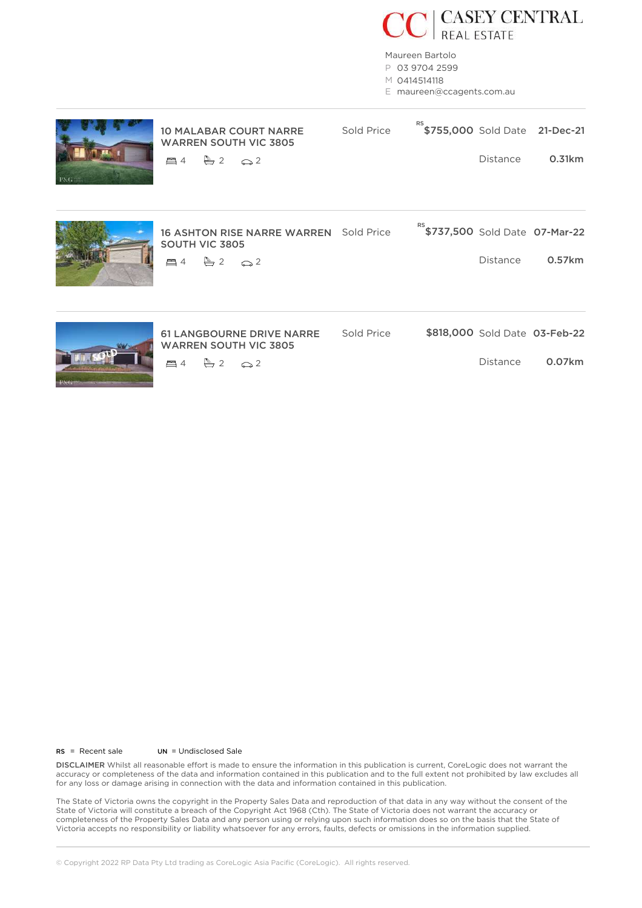CASEY CENTRAL REAL ESTATE

Maureen Bartolo
P 03 9704 2599
M 0414514118
E maureen@ccagents.com.au

| | | | | |
|---|---|---|---|---|
| **10 MALABAR COURT NARRE WARREN SOUTH VIC 3805** | Sold Price | RS **$755,000** | Sold Date | **21-Dec-21** |
| 4 bed, 2 bath, 2 car | | | Distance | **0.31km** |
| **16 ASHTON RISE NARRE WARREN SOUTH VIC 3805** | Sold Price | RS **$737,500** | Sold Date | **07-Mar-22** |
| 4 bed, 2 bath, 2 car | | | Distance | **0.57km** |
| **61 LANGBOURNE DRIVE NARRE WARREN SOUTH VIC 3805** | Sold Price | **$818,000** | Sold Date | **03-Feb-22** |
| 4 bed, 2 bath, 2 car | | | Distance | **0.07km** |

**RS** = Recent sale **UN** = Undisclosed Sale

**DISCLAIMER** Whilst all reasonable effort is made to ensure the information in this publication is current, CoreLogic does not warrant the accuracy or completeness of the data and information contained in this publication and to the full extent not prohibited by law excludes all for any loss or damage arising in connection with the data and information contained in this publication.

The State of Victoria owns the copyright in the Property Sales Data and reproduction of that data in any way without the consent of the State of Victoria will constitute a breach of the Copyright Act 1968 (Cth). The State of Victoria does not warrant the accuracy or completeness of the Property Sales Data and any person using or relying upon such information does so on the basis that the State of Victoria accepts no responsibility or liability whatsoever for any errors, faults, defects or omissions in the information supplied.

© Copyright 2022 RP Data Pty Ltd trading as CoreLogic Asia Pacific (CoreLogic). All rights reserved.